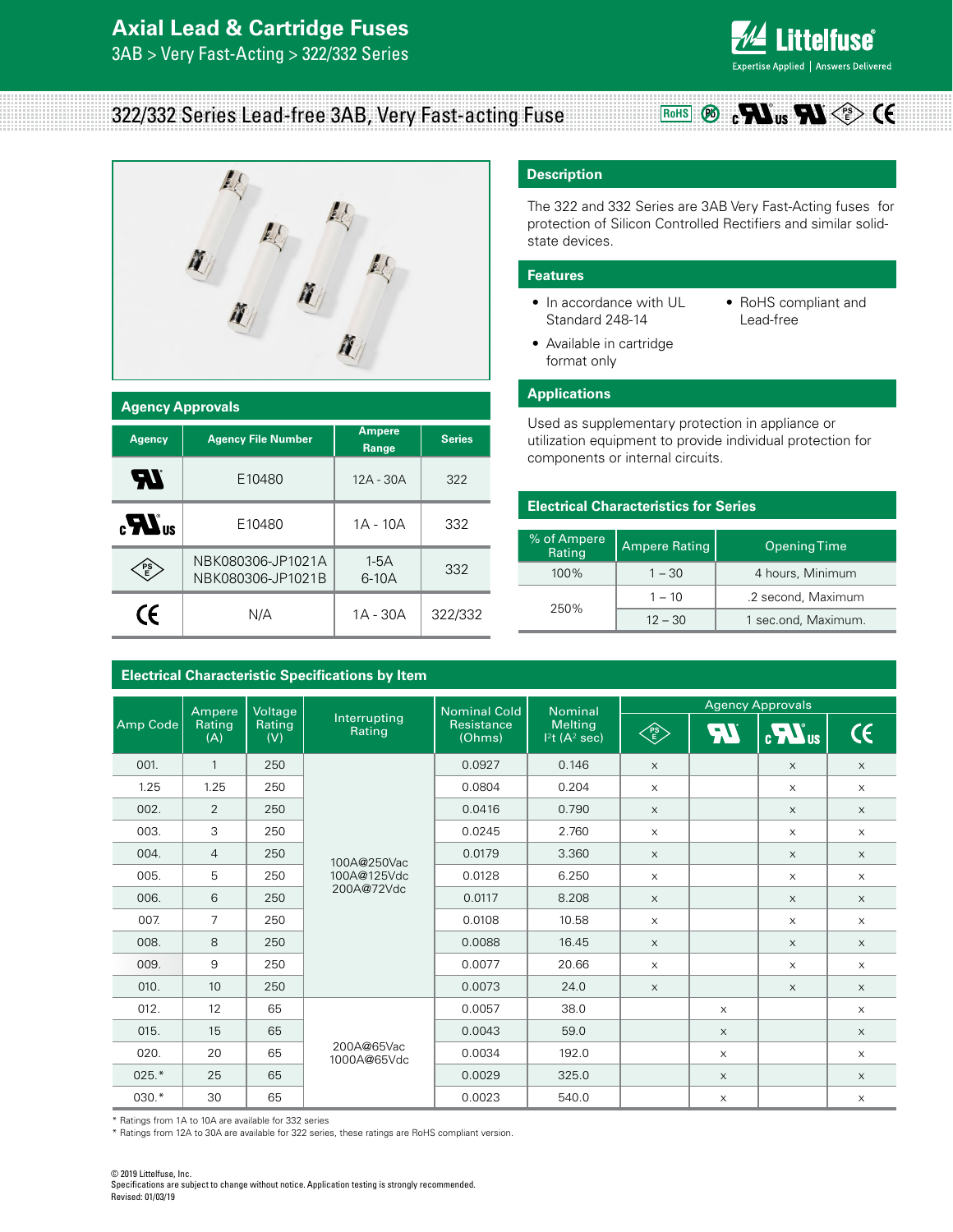# Axial Lead & Cartridge Fuses

3AB > Very Fast-Acting > 322/332 Series

## 322/332 Series Lead-free 3AB, Very Fast-acting Fuse

### Description

The 322 and 332 Series are 3AB Very Fast-Acting fuses for protection of Silicon Controlled Rectifiers and similar solid-state devices.

### Features

- In accordance with UL Standard 248-14
- Available in cartridge format only
- RoHS compliant and Lead-free

### Applications

Used as supplementary protection in appliance or utilization equipment to provide individual protection for components or internal circuits.

### Agency Approvals

| Agency | Agency File Number | Ampere Range | Series |
|---|---|---|---|
| UL | E10480 | 12A - 30A | 322 |
| cULus | E10480 | 1A - 10A | 332 |
| PSE | NBK080306-JP1021A<br>NBK080306-JP1021B | 1-5A<br>6-10A | 332 |
| CE | N/A | 1A - 30A | 322/332 |

### Electrical Characteristics for Series

| % of Ampere Rating | Ampere Rating | Opening Time |
|---|---|---|
| 100% | 1 – 30 | 4 hours, Minimum |
| 250% | 1 – 10 | .2 second, Maximum |
| | 12 – 30 | 1 sec.ond, Maximum. |

### Electrical Characteristic Specifications by Item

| Amp Code | Ampere Rating (A) | Voltage Rating (V) | Interrupting Rating | Nominal Cold Resistance (Ohms) | Nominal Melting $I^2t$ ($A^2$ sec) | Agency Approvals | | | |
|---|---|---|---|---|---|---|---|---|---|
| | | | | | | PSE | UL | cULus | CE |
| 001. | 1 | 250 | 100A@250Vac<br>100A@125Vdc<br>200A@72Vdc | 0.0927 | 0.146 | x | | x | x |
| 1.25 | 1.25 | 250 | | 0.0804 | 0.204 | x | | x | x |
| 002. | 2 | 250 | | 0.0416 | 0.790 | x | | x | x |
| 003. | 3 | 250 | | 0.0245 | 2.760 | x | | x | x |
| 004. | 4 | 250 | | 0.0179 | 3.360 | x | | x | x |
| 005. | 5 | 250 | | 0.0128 | 6.250 | x | | x | x |
| 006. | 6 | 250 | | 0.0117 | 8.208 | x | | x | x |
| 007. | 7 | 250 | | 0.0108 | 10.58 | x | | x | x |
| 008. | 8 | 250 | | 0.0088 | 16.45 | x | | x | x |
| 009. | 9 | 250 | | 0.0077 | 20.66 | x | | x | x |
| 010. | 10 | 250 | | 0.0073 | 24.0 | x | | x | x |
| 012. | 12 | 65 | 200A@65Vac<br>1000A@65Vdc | 0.0057 | 38.0 | | x | | x |
| 015. | 15 | 65 | | 0.0043 | 59.0 | | x | | x |
| 020. | 20 | 65 | | 0.0034 | 192.0 | | x | | x |
| 025.* | 25 | 65 | | 0.0029 | 325.0 | | x | | x |
| 030.* | 30 | 65 | | 0.0023 | 540.0 | | x | | x |

\* Ratings from 1A to 10A are available for 332 series

\* Ratings from 12A to 30A are available for 322 series, these ratings are RoHS compliant version.

© 2019 Littelfuse, Inc.
Specifications are subject to change without notice. Application testing is strongly recommended.
Revised: 01/03/19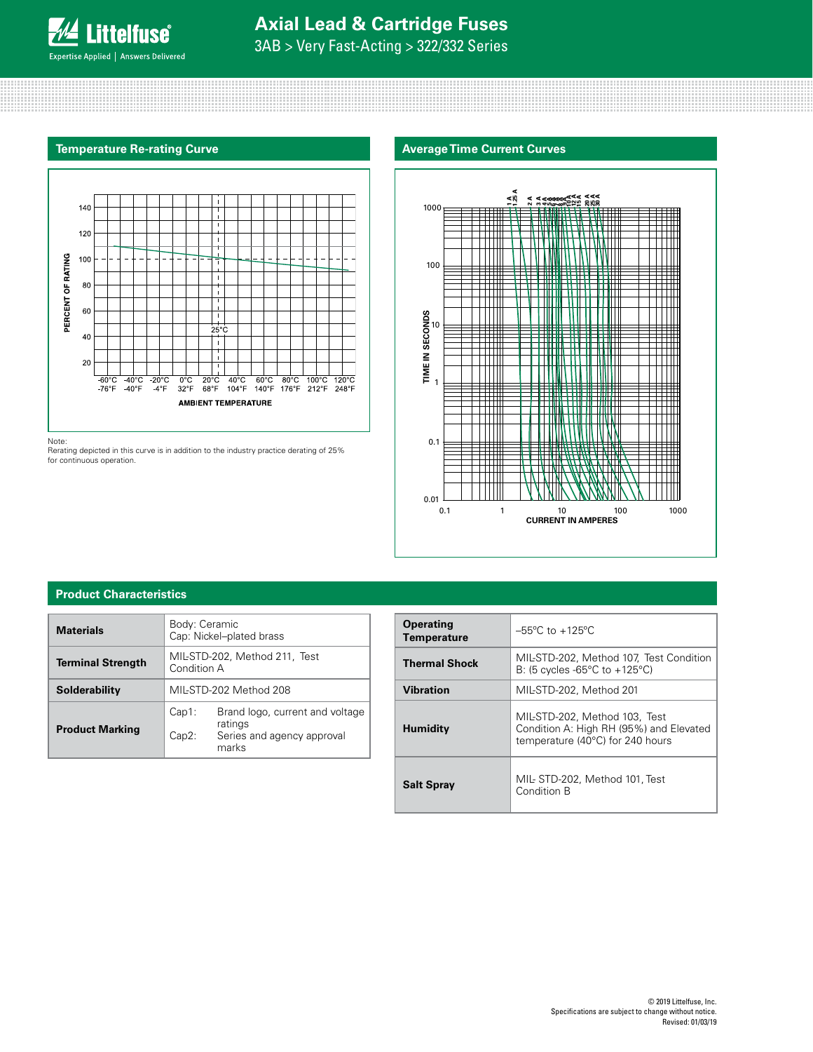## Temperature Re-rating Curve

PERCENT OF RATING

AMBIENT TEMPERATURE

Note:
Rerating depicted in this curve is in addition to the industry practice derating of 25% for continuous operation.

## Average Time Current Curves

TIME IN SECONDS

CURRENT IN AMPERES

## Product Characteristics

| | |
|---|---|
| **Materials** | Body: Ceramic<br>Cap: Nickel–plated brass |
| **Terminal Strength** | MIL-STD-202, Method 211, Test Condition A |
| **Solderability** | MIL-STD-202 Method 208 |
| **Product Marking** | Cap1: Brand logo, current and voltage ratings<br>Cap2: Series and agency approval marks |

| | |
|---|---|
| **Operating Temperature** | –55ºC to +125ºC |
| **Thermal Shock** | MIL-STD-202, Method 107, Test Condition B: (5 cycles -65°C to +125°C) |
| **Vibration** | MIL-STD-202, Method 201 |
| **Humidity** | MIL-STD-202, Method 103, Test Condition A: High RH (95%) and Elevated temperature (40°C) for 240 hours |
| **Salt Spray** | MIL- STD-202, Method 101, Test Condition B |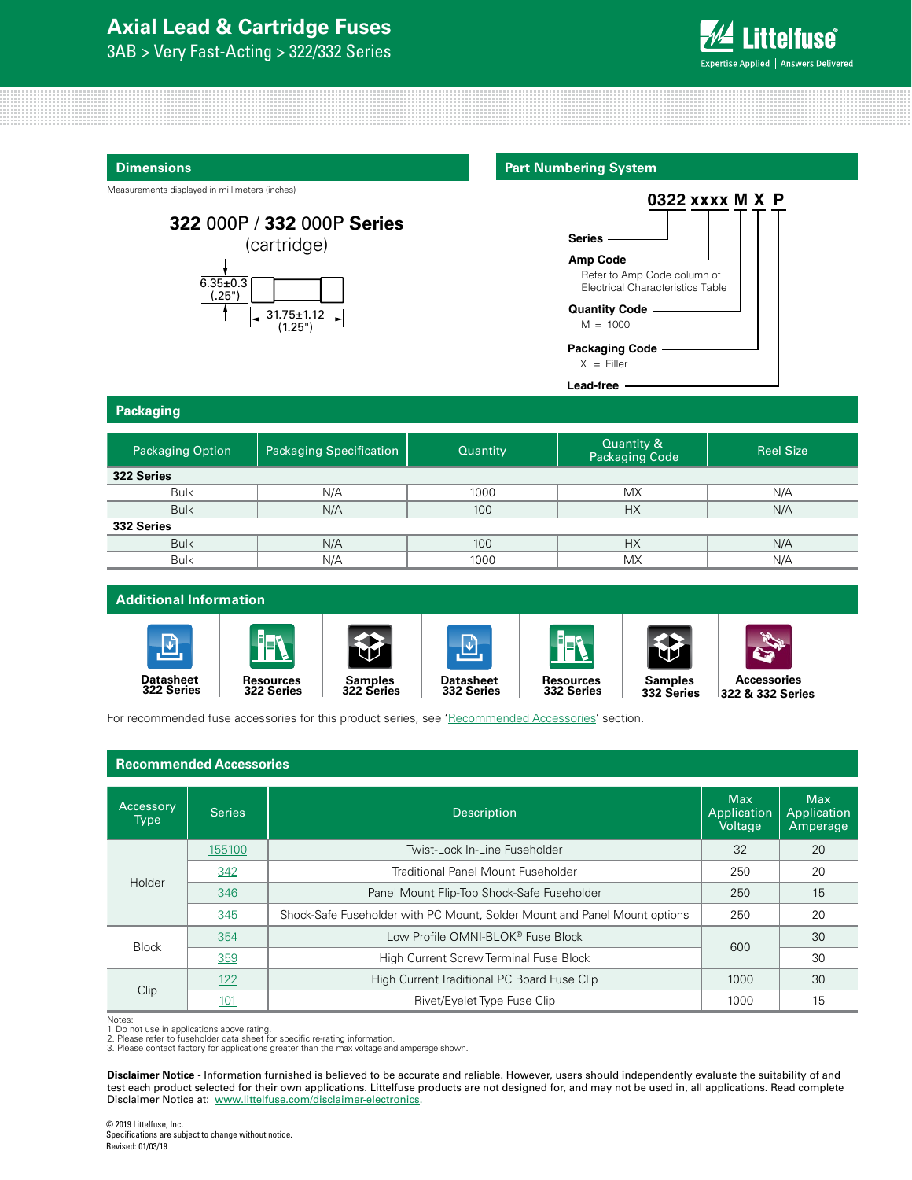## Dimensions

Measurements displayed in millimeters (inches)

**322** 000P / **332** 000P **Series**
(cartridge)

6.35±0.3
(.25")

31.75±1.12
(1.25")

## Part Numbering System

**0322 xxxx M X P**

**Series**

**Amp Code**
Refer to Amp Code column of Electrical Characteristics Table

**Quantity Code**
M = 1000

**Packaging Code**
X = Filler

**Lead-free**

## Packaging

| Packaging Option | Packaging Specification | Quantity | Quantity & Packaging Code | Reel Size |
|---|---|---|---|---|
| **322 Series** | | | | |
| Bulk | N/A | 1000 | MX | N/A |
| Bulk | N/A | 100 | HX | N/A |
| **332 Series** | | | | |
| Bulk | N/A | 100 | HX | N/A |
| Bulk | N/A | 1000 | MX | N/A |

## Additional Information

**Datasheet 322 Series** | **Resources 322 Series** | **Samples 322 Series** | **Datasheet 332 Series** | **Resources 332 Series** | **Samples 332 Series** | **Accessories 322 & 332 Series**

For recommended fuse accessories for this product series, see 'Recommended Accessories' section.

## Recommended Accessories

| Accessory Type | Series | Description | Max Application Voltage | Max Application Amperage |
|---|---|---|---|---|
| Holder | 155100 | Twist-Lock In-Line Fuseholder | 32 | 20 |
| | 342 | Traditional Panel Mount Fuseholder | 250 | 20 |
| | 346 | Panel Mount Flip-Top Shock-Safe Fuseholder | 250 | 15 |
| | 345 | Shock-Safe Fuseholder with PC Mount, Solder Mount and Panel Mount options | 250 | 20 |
| Block | 354 | Low Profile OMNI-BLOK® Fuse Block | 600 | 30 |
| | 359 | High Current Screw Terminal Fuse Block | | 30 |
| Clip | 122 | High Current Traditional PC Board Fuse Clip | 1000 | 30 |
| | 101 | Rivet/Eyelet Type Fuse Clip | 1000 | 15 |

Notes:
1. Do not use in applications above rating.
2. Please refer to fuseholder data sheet for specific re-rating information.
3. Please contact factory for applications greater than the max voltage and amperage shown.

**Disclaimer Notice** - Information furnished is believed to be accurate and reliable. However, users should independently evaluate the suitability of and test each product selected for their own applications. Littelfuse products are not designed for, and may not be used in, all applications. Read complete Disclaimer Notice at: www.littelfuse.com/disclaimer-electronics.

© 2019 Littelfuse, Inc.
Specifications are subject to change without notice.
Revised: 01/03/19